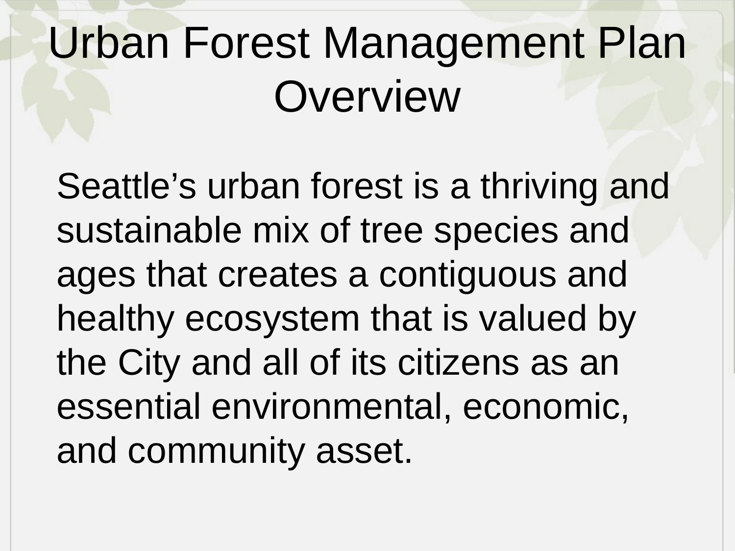# Urban Forest Management Plan Overview

Seattle's urban forest is a thriving and sustainable mix of tree species and ages that creates a contiguous and healthy ecosystem that is valued by the City and all of its citizens as an essential environmental, economic, and community asset.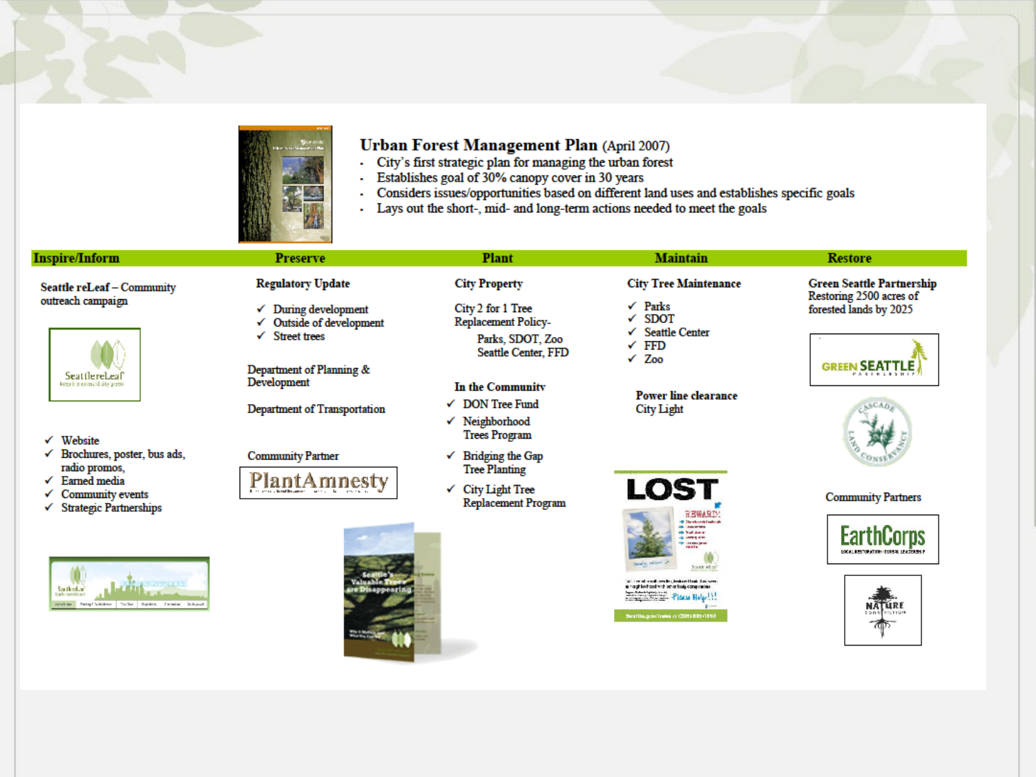## Urban Forest Management Plan (April 2007)

- City's first strategic plan for managing the urban forest
- Establishes goal of 30% canopy cover in 30 years
- Considers issues/opportunities based on different land uses and establishes specific goals
- Lays out the short-, mid- and long-term actions needed to meet the goals

### Inspire/Inform

**Seattle reLeaf** – Community outreach campaign

- ✓ Website
- ✓ Brochures, poster, bus ads, radio promos,
- ✓ Earned media
- ✓ Community events
- ✓ Strategic Partnerships

### Preserve

**Regulatory Update**

- ✓ During development
- ✓ Outside of development
- ✓ Street trees

Department of Planning & Development

Department of Transportation

Community Partner

PlantAmnesty

### Plant

**City Property**

City 2 for 1 Tree Replacement Policy-
Parks, SDOT, Zoo Seattle Center, FFD

**In the Community**

- ✓ DON Tree Fund
- ✓ Neighborhood Trees Program
- ✓ Bridging the Gap Tree Planting
- ✓ City Light Tree Replacement Program

### Maintain

**City Tree Maintenance**

- ✓ Parks
- ✓ SDOT
- ✓ Seattle Center
- ✓ FFD
- ✓ Zoo

**Power line clearance**
City Light

### Restore

**Green Seattle Partnership**
Restoring 2500 acres of forested lands by 2025

Community Partners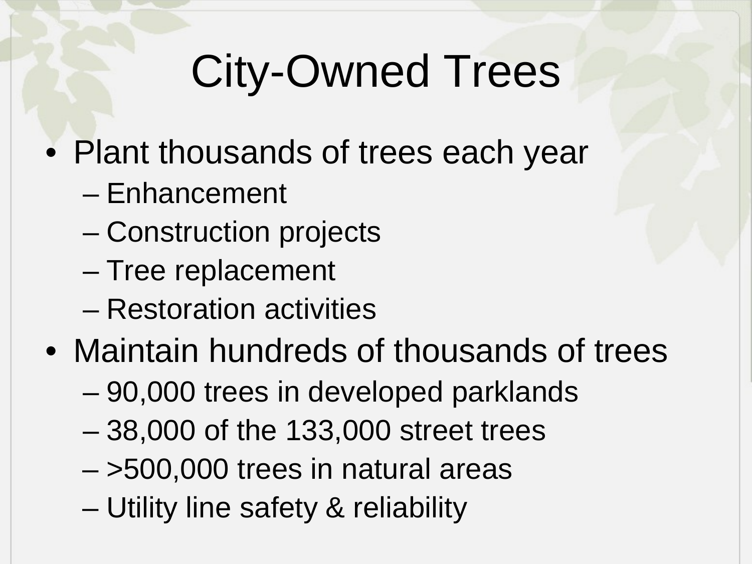# City-Owned Trees

- Plant thousands of trees each year
  - Enhancement
  - Construction projects
  - Tree replacement
  - Restoration activities
- Maintain hundreds of thousands of trees
  - 90,000 trees in developed parklands
  - 38,000 of the 133,000 street trees
  - >500,000 trees in natural areas
  - Utility line safety & reliability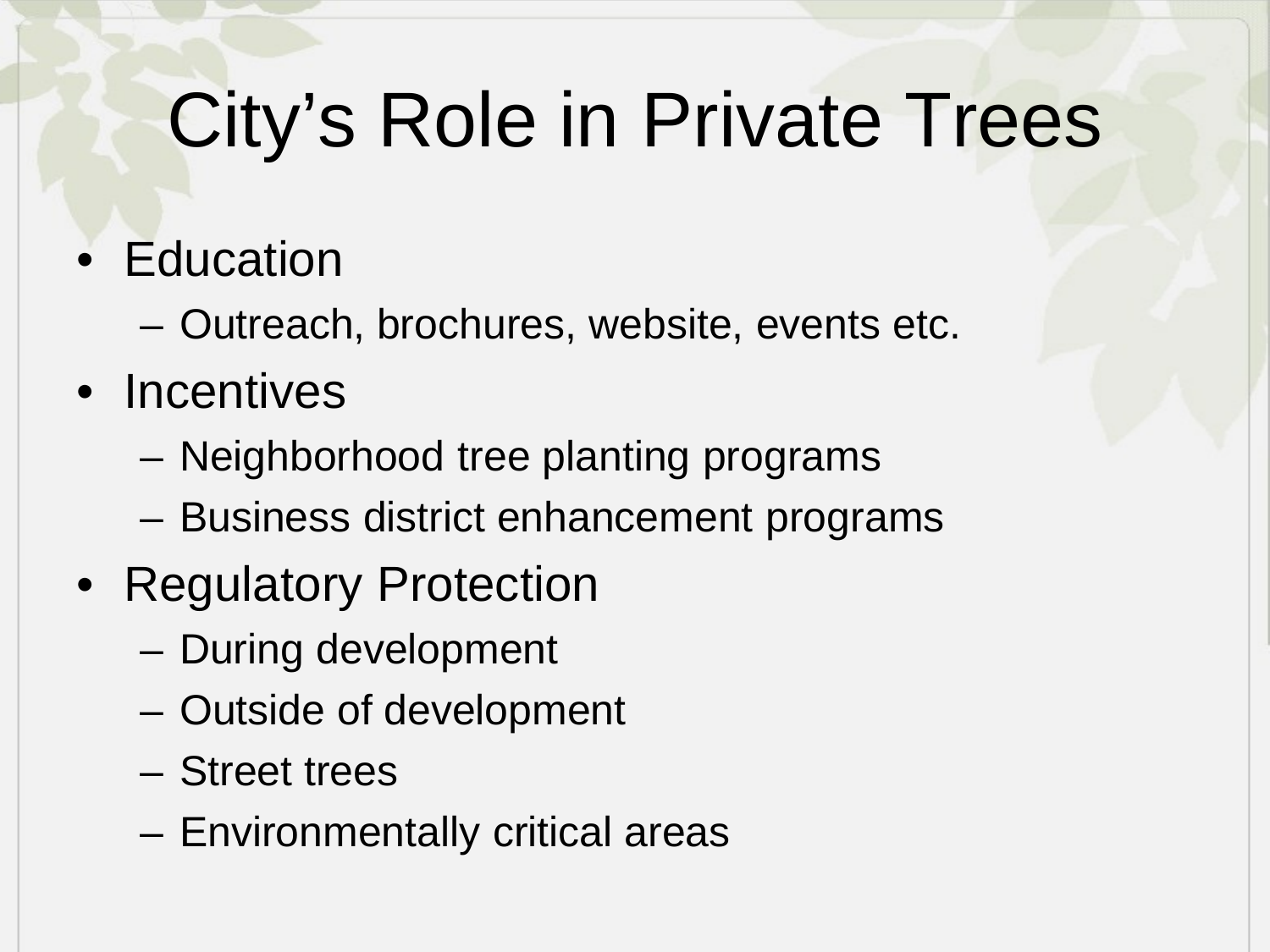# City's Role in Private Trees

- Education
  - Outreach, brochures, website, events etc.
- Incentives
  - Neighborhood tree planting programs
  - Business district enhancement programs
- Regulatory Protection
  - During development
  - Outside of development
  - Street trees
  - Environmentally critical areas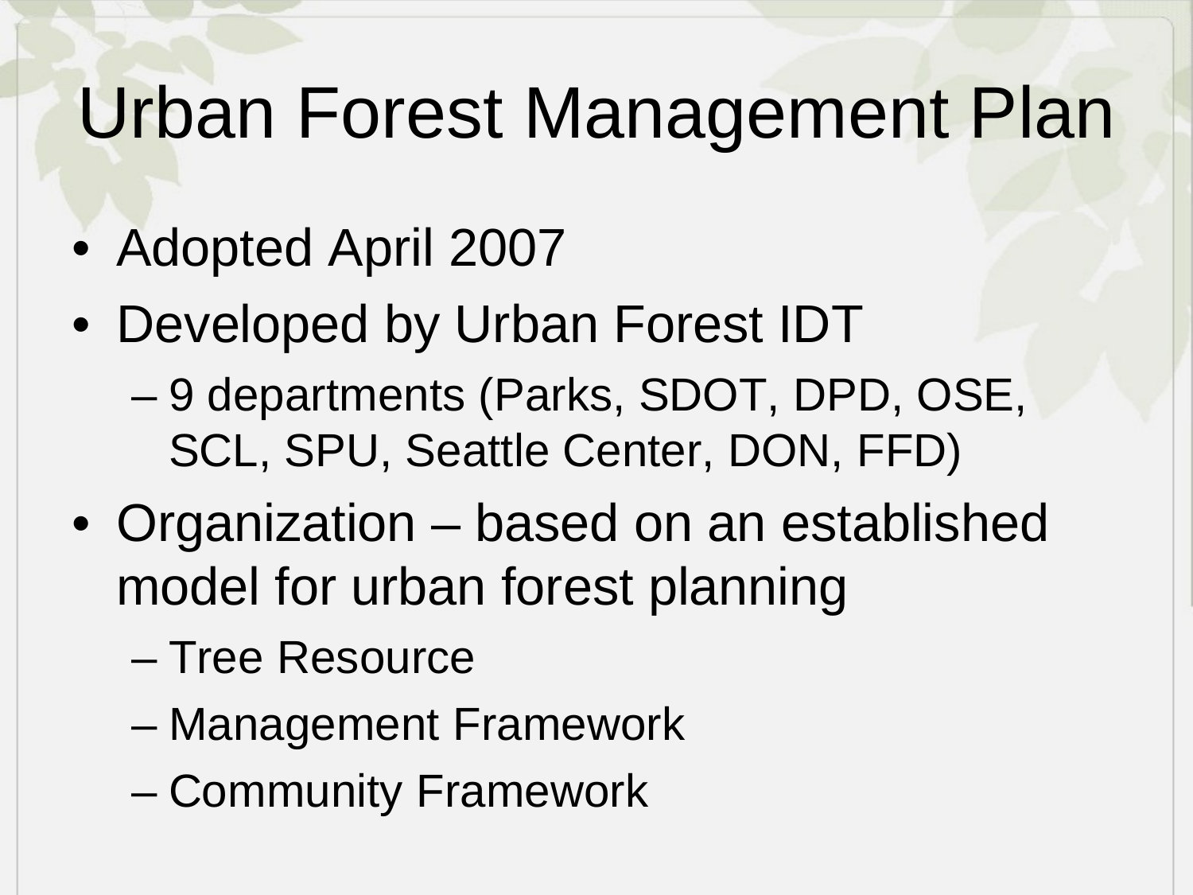# Urban Forest Management Plan

- Adopted April 2007
- Developed by Urban Forest IDT
  - 9 departments (Parks, SDOT, DPD, OSE, SCL, SPU, Seattle Center, DON, FFD)
- Organization – based on an established model for urban forest planning
  - Tree Resource
  - Management Framework
  - Community Framework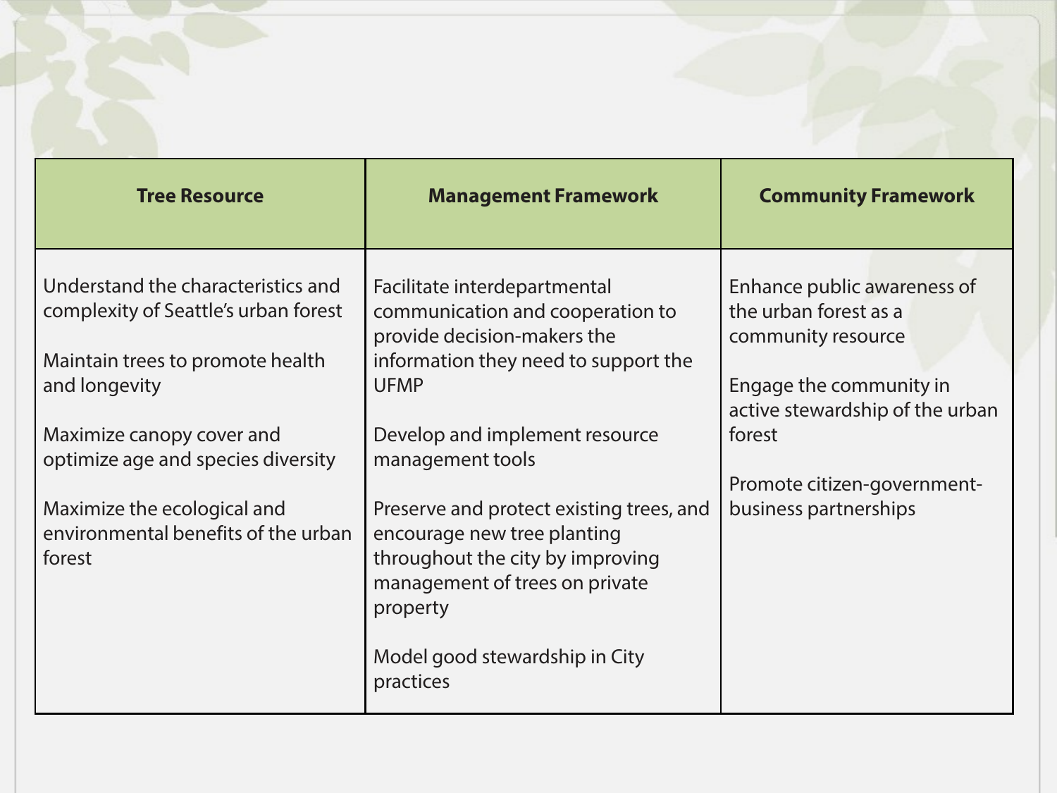| Tree Resource | Management Framework | Community Framework |
|---|---|---|
| Understand the characteristics and complexity of Seattle's urban forest<br><br>Maintain trees to promote health and longevity<br><br>Maximize canopy cover and optimize age and species diversity<br><br>Maximize the ecological and environmental benefits of the urban forest | Facilitate interdepartmental communication and cooperation to provide decision-makers the information they need to support the UFMP<br><br>Develop and implement resource management tools<br><br>Preserve and protect existing trees, and encourage new tree planting throughout the city by improving management of trees on private property<br><br>Model good stewardship in City practices | Enhance public awareness of the urban forest as a community resource<br><br>Engage the community in active stewardship of the urban forest<br><br>Promote citizen-government-business partnerships |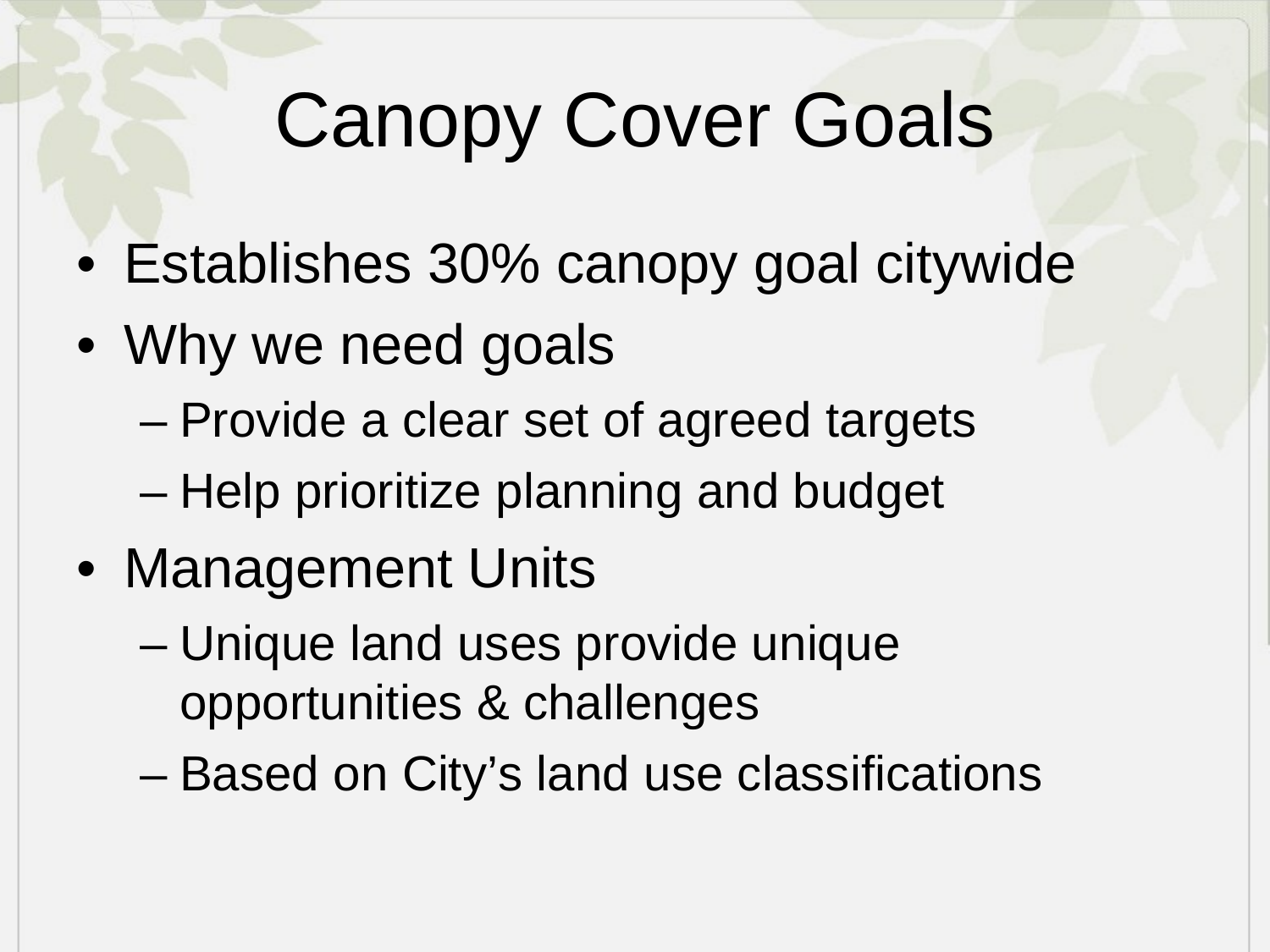# Canopy Cover Goals

- Establishes 30% canopy goal citywide
- Why we need goals
  - Provide a clear set of agreed targets
  - Help prioritize planning and budget
- Management Units
  - Unique land uses provide unique opportunities & challenges
  - Based on City’s land use classifications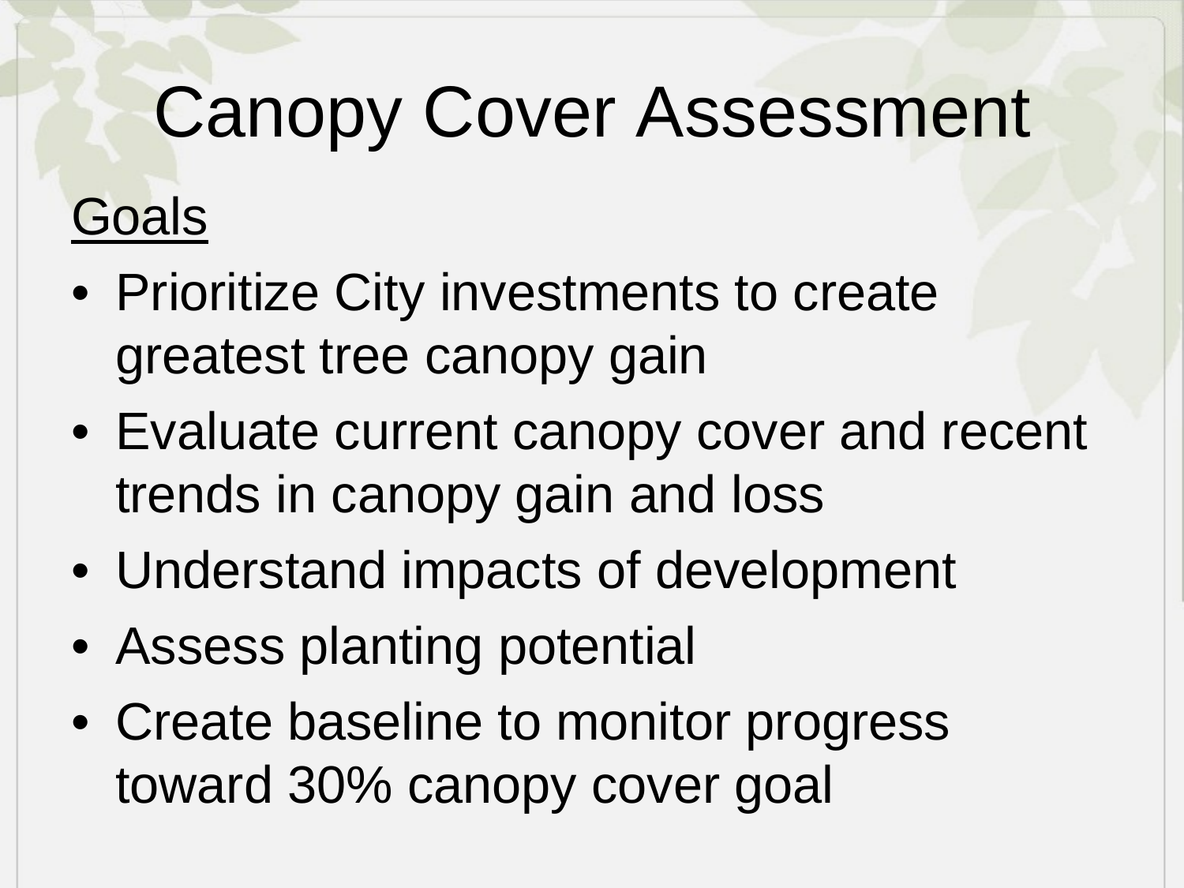# Canopy Cover Assessment

<u>Goals</u>

- Prioritize City investments to create greatest tree canopy gain
- Evaluate current canopy cover and recent trends in canopy gain and loss
- Understand impacts of development
- Assess planting potential
- Create baseline to monitor progress toward 30% canopy cover goal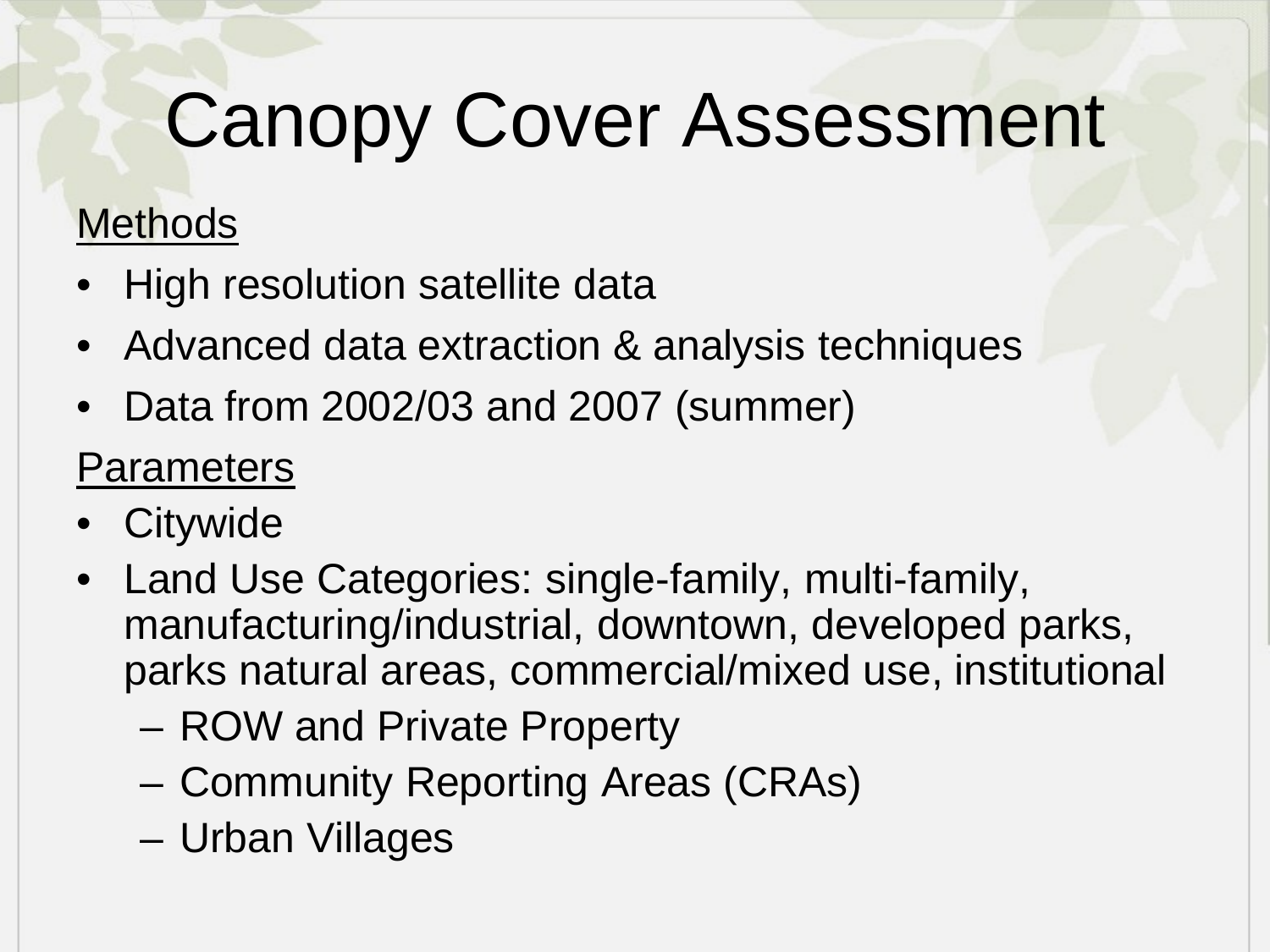# Canopy Cover Assessment

Methods

- High resolution satellite data
- Advanced data extraction & analysis techniques
- Data from 2002/03 and 2007 (summer)

Parameters

- Citywide
- Land Use Categories: single-family, multi-family, manufacturing/industrial, downtown, developed parks, parks natural areas, commercial/mixed use, institutional
  - ROW and Private Property
  - Community Reporting Areas (CRAs)
  - Urban Villages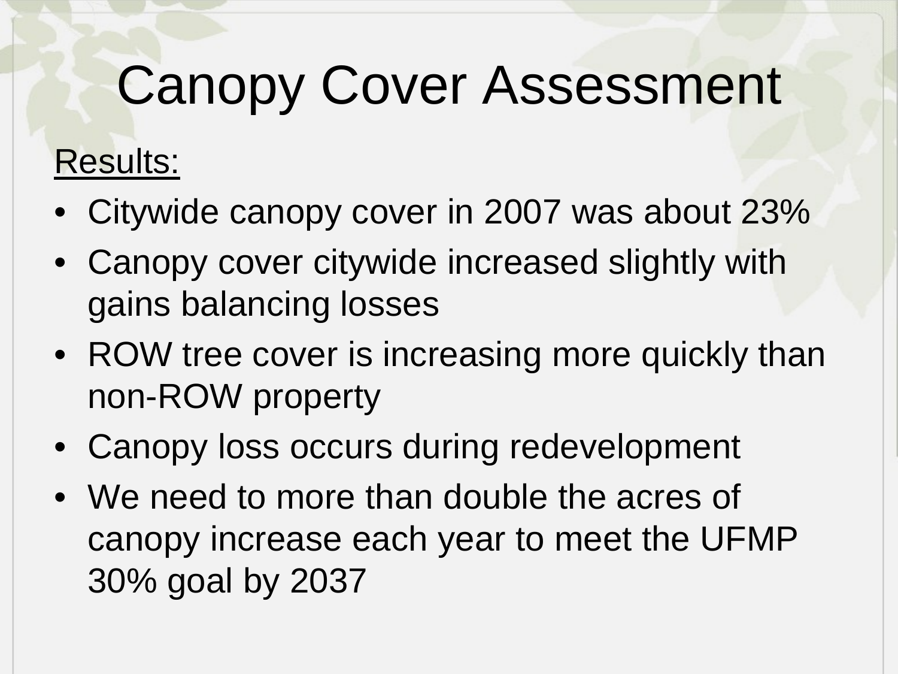# Canopy Cover Assessment

Results:

- Citywide canopy cover in 2007 was about 23%
- Canopy cover citywide increased slightly with gains balancing losses
- ROW tree cover is increasing more quickly than non-ROW property
- Canopy loss occurs during redevelopment
- We need to more than double the acres of canopy increase each year to meet the UFMP 30% goal by 2037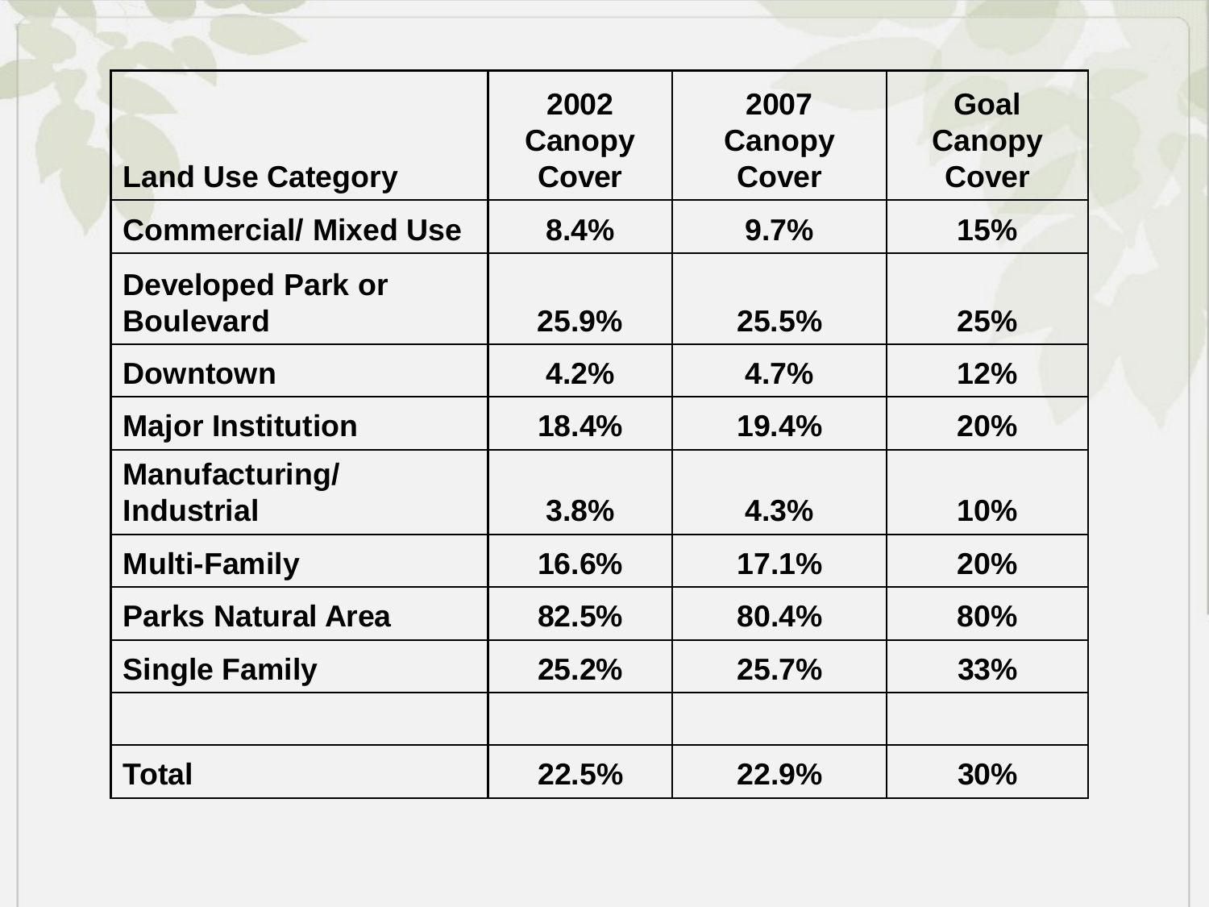| Land Use Category | 2002 Canopy Cover | 2007 Canopy Cover | Goal Canopy Cover |
|---|---|---|---|
| Commercial/ Mixed Use | 8.4% | 9.7% | 15% |
| Developed Park or Boulevard | 25.9% | 25.5% | 25% |
| Downtown | 4.2% | 4.7% | 12% |
| Major Institution | 18.4% | 19.4% | 20% |
| Manufacturing/ Industrial | 3.8% | 4.3% | 10% |
| Multi-Family | 16.6% | 17.1% | 20% |
| Parks Natural Area | 82.5% | 80.4% | 80% |
| Single Family | 25.2% | 25.7% | 33% |
| | | | |
| Total | 22.5% | 22.9% | 30% |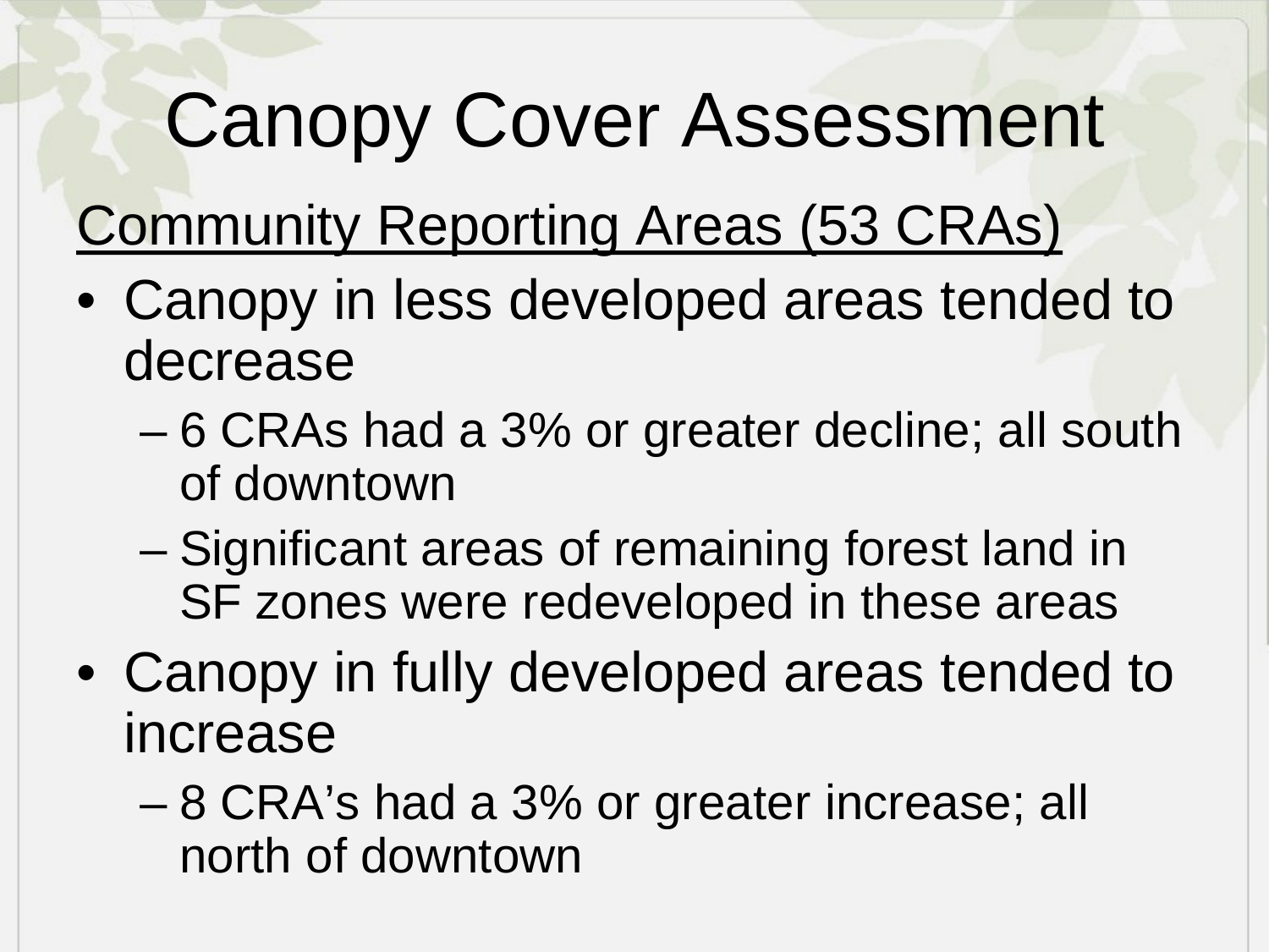# Canopy Cover Assessment

<u>Community Reporting Areas (53 CRAs)</u>

- Canopy in less developed areas tended to decrease
  - 6 CRAs had a 3% or greater decline; all south of downtown
  - Significant areas of remaining forest land in SF zones were redeveloped in these areas
- Canopy in fully developed areas tended to increase
  - 8 CRA's had a 3% or greater increase; all north of downtown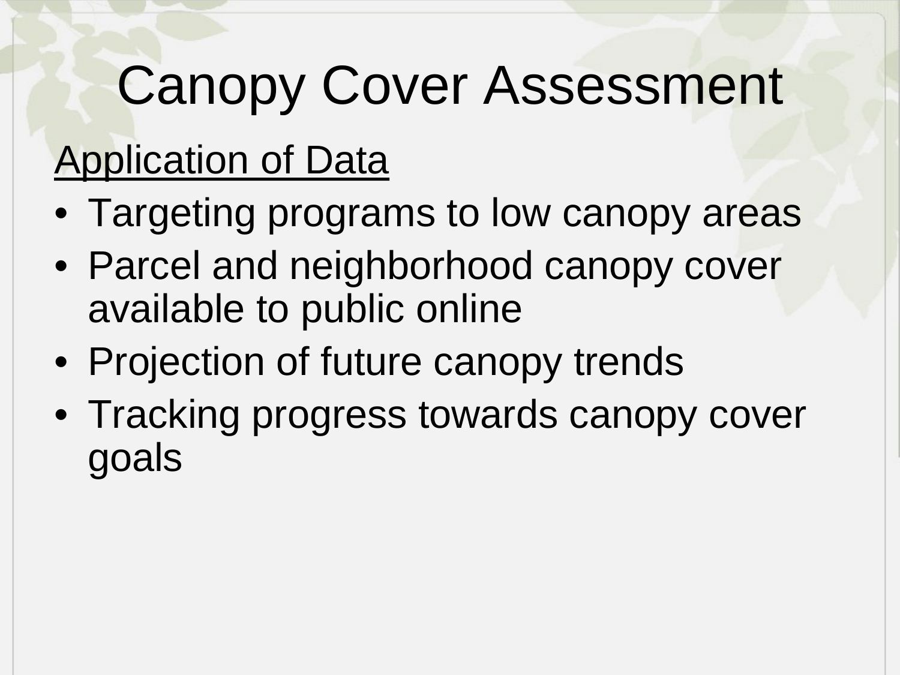# Canopy Cover Assessment

Application of Data

- Targeting programs to low canopy areas
- Parcel and neighborhood canopy cover available to public online
- Projection of future canopy trends
- Tracking progress towards canopy cover goals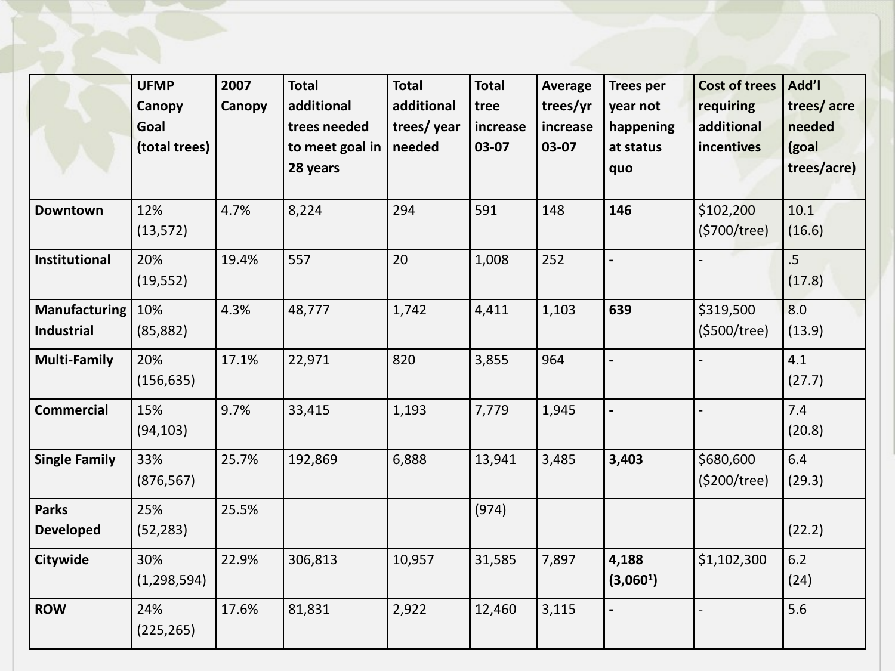| | UFMP Canopy Goal (total trees) | 2007 Canopy | Total additional trees needed to meet goal in 28 years | Total additional trees/ year needed | Total tree increase 03-07 | Average trees/yr increase 03-07 | Trees per year not happening at status quo | Cost of trees requiring additional incentives | Add'l trees/ acre needed (goal trees/acre) |
|---|---|---|---|---|---|---|---|---|---|
| **Downtown** | 12% (13,572) | 4.7% | 8,224 | 294 | 591 | 148 | **146** | $102,200 ($700/tree) | 10.1 (16.6) |
| **Institutional** | 20% (19,552) | 19.4% | 557 | 20 | 1,008 | 252 | **-** | - | .5 (17.8) |
| **Manufacturing Industrial** | 10% (85,882) | 4.3% | 48,777 | 1,742 | 4,411 | 1,103 | **639** | $319,500 ($500/tree) | 8.0 (13.9) |
| **Multi-Family** | 20% (156,635) | 17.1% | 22,971 | 820 | 3,855 | 964 | **-** | - | 4.1 (27.7) |
| **Commercial** | 15% (94,103) | 9.7% | 33,415 | 1,193 | 7,779 | 1,945 | **-** | - | 7.4 (20.8) |
| **Single Family** | 33% (876,567) | 25.7% | 192,869 | 6,888 | 13,941 | 3,485 | **3,403** | $680,600 ($200/tree) | 6.4 (29.3) |
| **Parks Developed** | 25% (52,283) | 25.5% | | | (974) | | | | (22.2) |
| **Citywide** | 30% (1,298,594) | 22.9% | 306,813 | 10,957 | 31,585 | 7,897 | **4,188 (3,060[1])** | $1,102,300 | 6.2 (24) |
| **ROW** | 24% (225,265) | 17.6% | 81,831 | 2,922 | 12,460 | 3,115 | **-** | - | 5.6 |